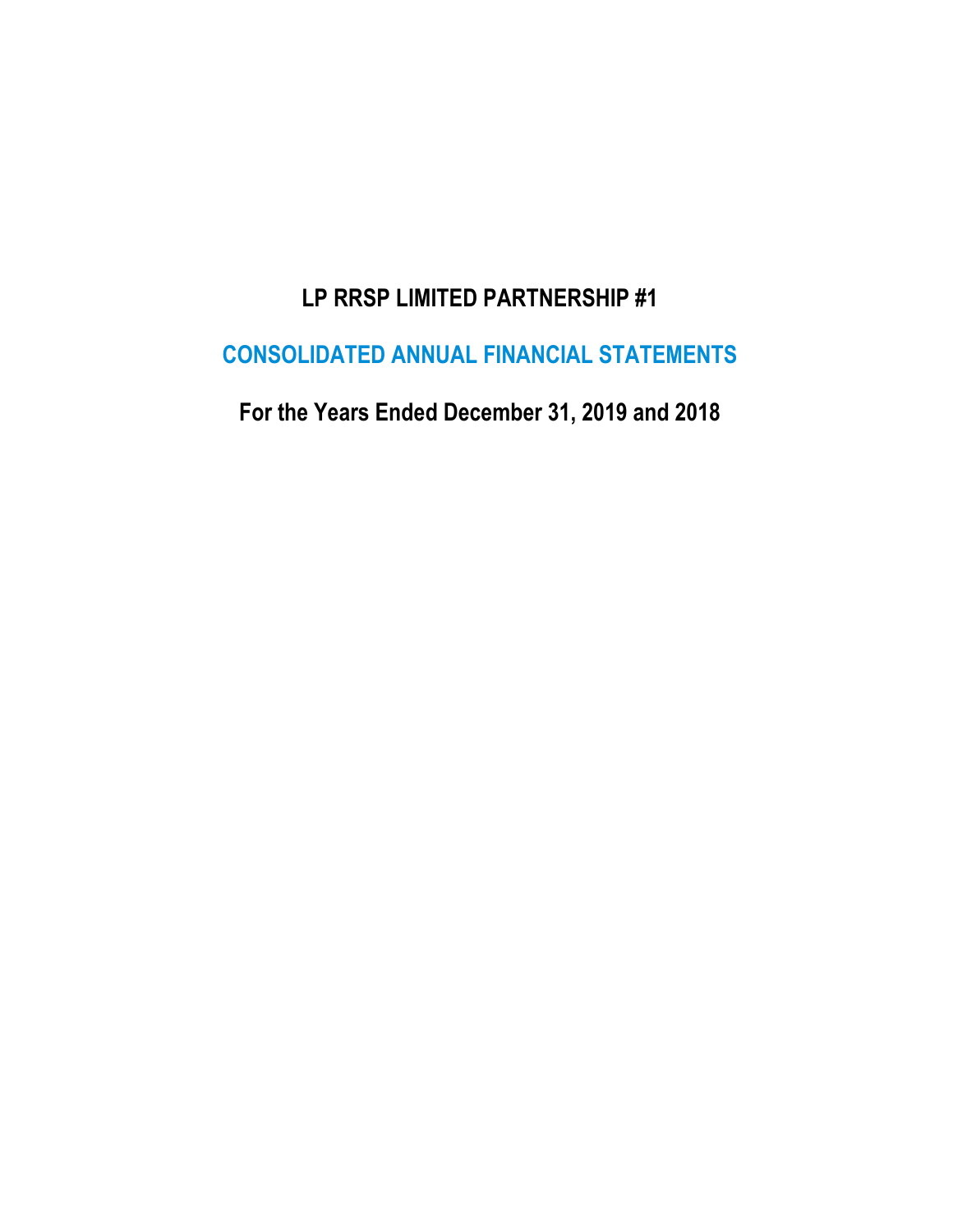# LP RRSP LIMITED PARTNERSHIP #1

## CONSOLIDATED ANNUAL FINANCIAL STATEMENTS

## For the Years Ended December 31, 2019 and 2018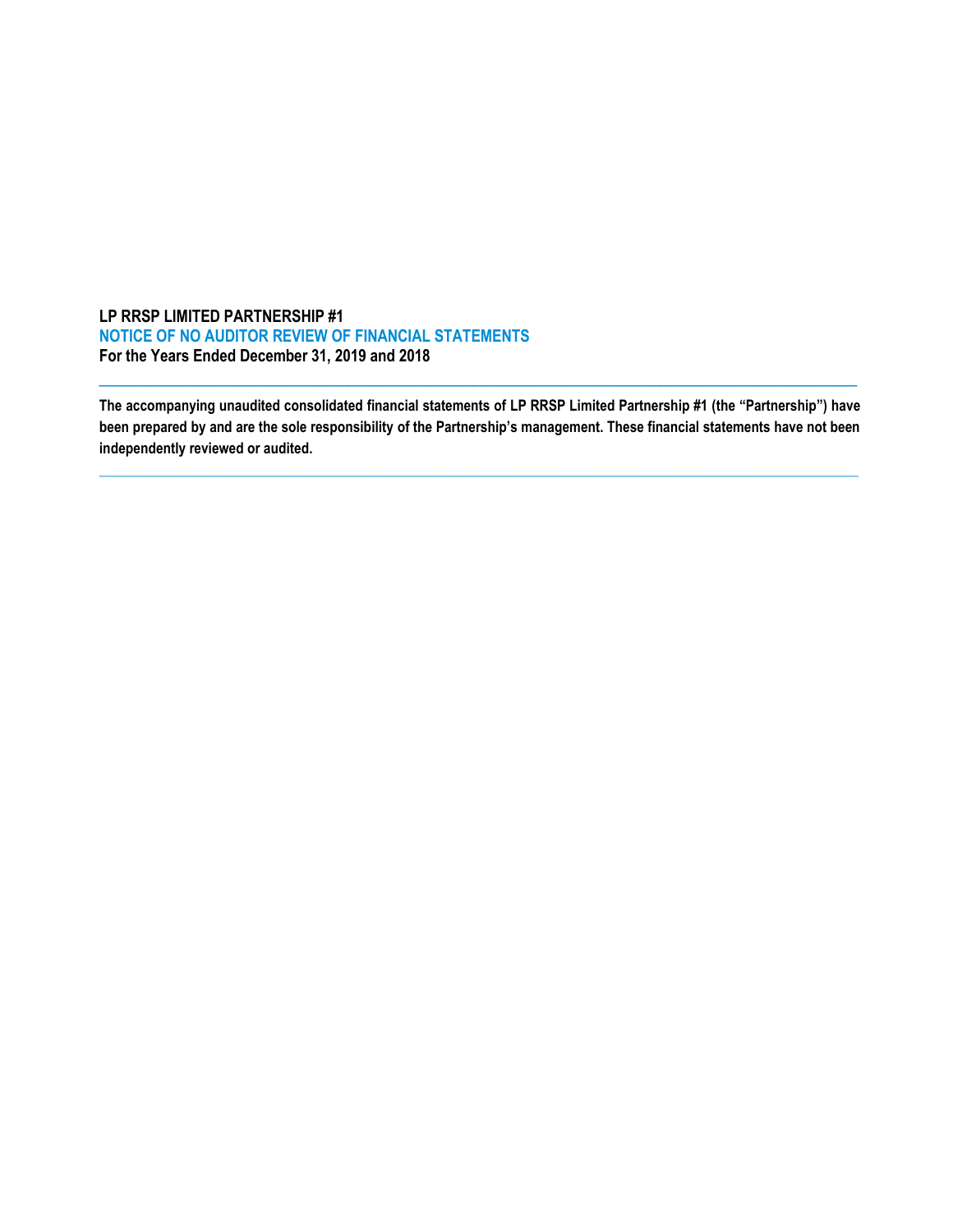**LP RRSP LIMITED PARTNERSHIP #1**
**NOTICE OF NO AUDITOR REVIEW OF FINANCIAL STATEMENTS**
**For the Years Ended December 31, 2019 and 2018**

---

**The accompanying unaudited consolidated financial statements of LP RRSP Limited Partnership #1 (the "Partnership") have been prepared by and are the sole responsibility of the Partnership's management. These financial statements have not been independently reviewed or audited.**

---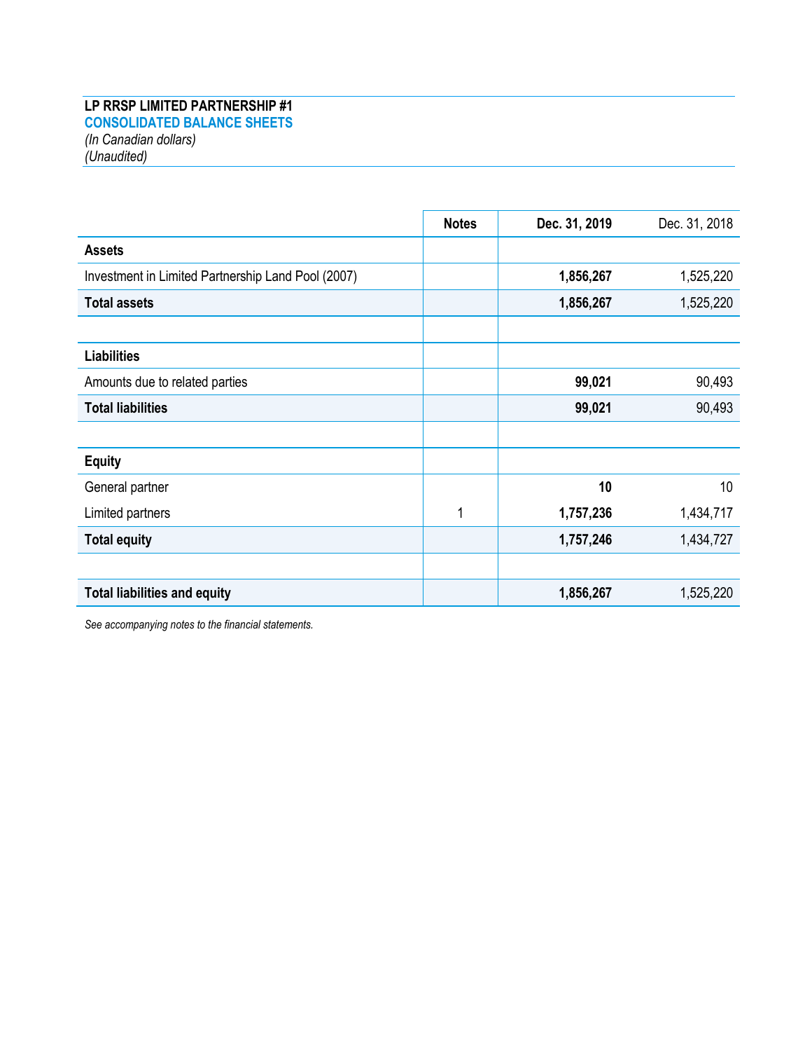**LP RRSP LIMITED PARTNERSHIP #1**

**CONSOLIDATED BALANCE SHEETS**

*(In Canadian dollars)*

*(Unaudited)*

| | Notes | Dec. 31, 2019 | Dec. 31, 2018 |
|---|---|---|---|
| **Assets** | | | |
| Investment in Limited Partnership Land Pool (2007) | | **1,856,267** | 1,525,220 |
| **Total assets** | | **1,856,267** | 1,525,220 |
| | | | |
| **Liabilities** | | | |
| Amounts due to related parties | | **99,021** | 90,493 |
| **Total liabilities** | | **99,021** | 90,493 |
| | | | |
| **Equity** | | | |
| General partner | | **10** | 10 |
| Limited partners | 1 | **1,757,236** | 1,434,717 |
| **Total equity** | | **1,757,246** | 1,434,727 |
| | | | |
| **Total liabilities and equity** | | **1,856,267** | 1,525,220 |

*See accompanying notes to the financial statements.*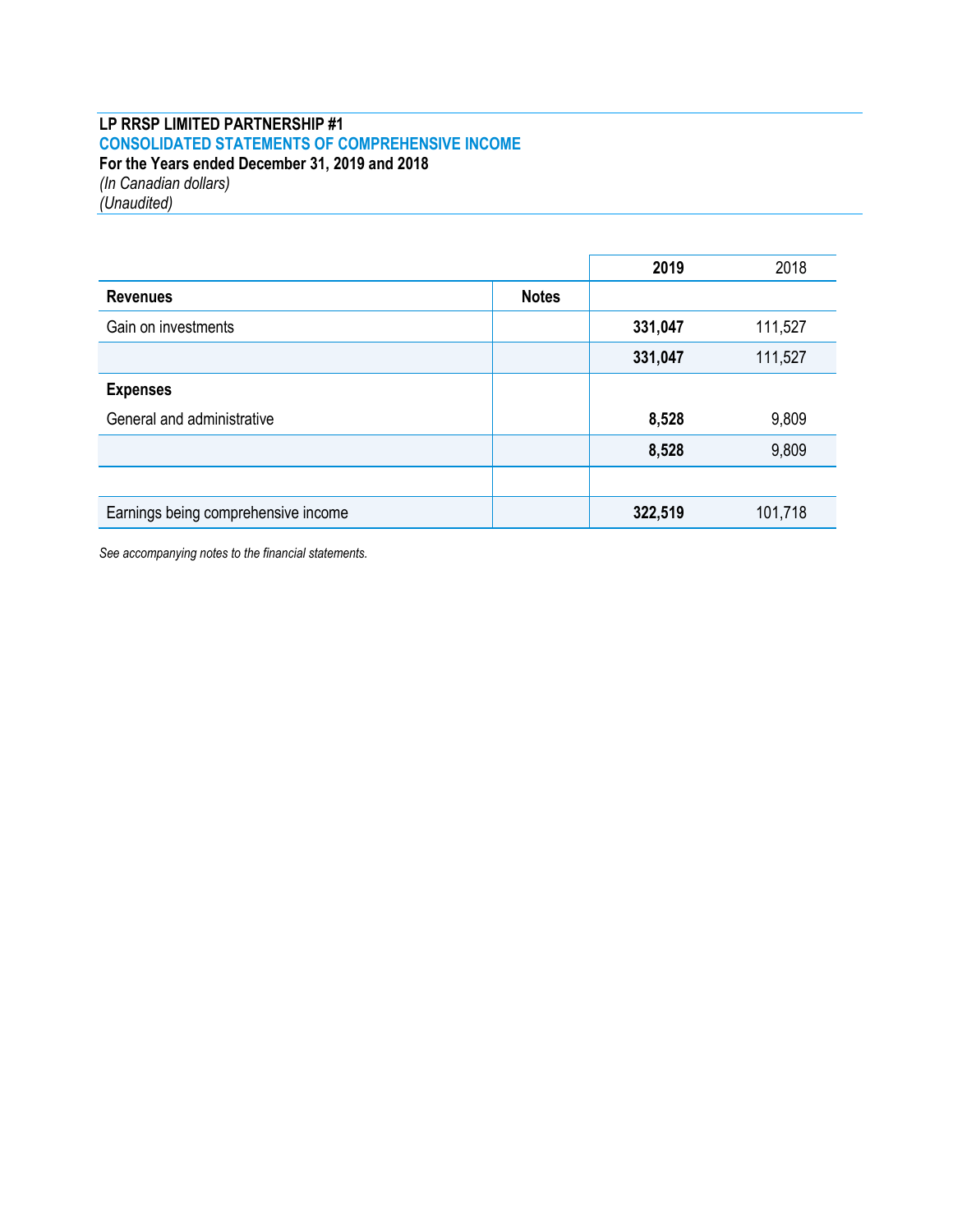**LP RRSP LIMITED PARTNERSHIP #1**

**CONSOLIDATED STATEMENTS OF COMPREHENSIVE INCOME**

**For the Years ended December 31, 2019 and 2018**

*(In Canadian dollars)*

*(Unaudited)*

| | | **2019** | 2018 |
|---|---|---|---|
| **Revenues** | **Notes** | | |
| Gain on investments | | **331,047** | 111,527 |
| | | **331,047** | 111,527 |
| **Expenses** | | | |
| General and administrative | | **8,528** | 9,809 |
| | | **8,528** | 9,809 |
| | | | |
| Earnings being comprehensive income | | **322,519** | 101,718 |

*See accompanying notes to the financial statements.*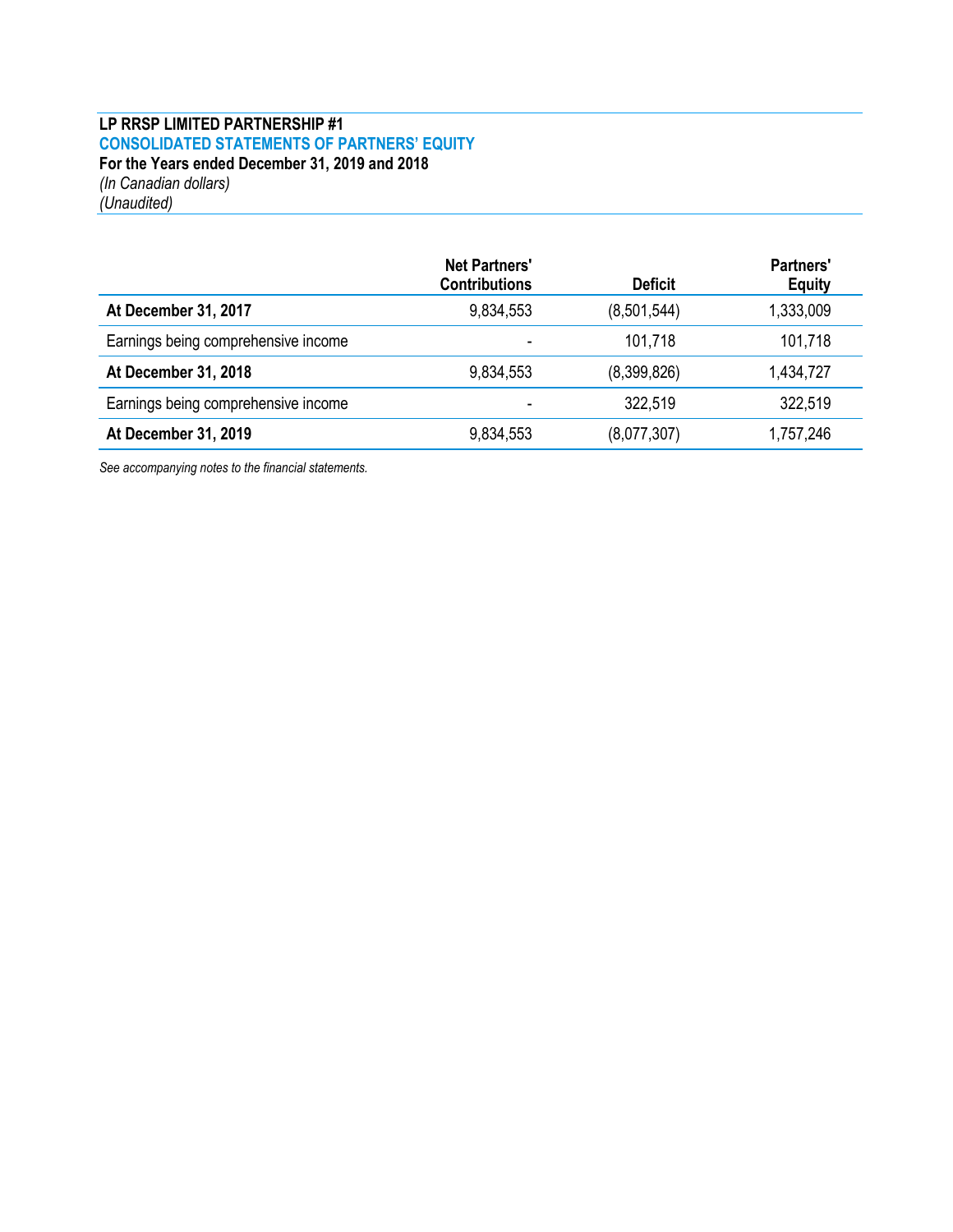**LP RRSP LIMITED PARTNERSHIP #1**

## CONSOLIDATED STATEMENTS OF PARTNERS' EQUITY

**For the Years ended December 31, 2019 and 2018**

*(In Canadian dollars)*

*(Unaudited)*

| | Net Partners' Contributions | Deficit | Partners' Equity |
|---|---|---|---|
| **At December 31, 2017** | 9,834,553 | (8,501,544) | 1,333,009 |
| Earnings being comprehensive income | - | 101,718 | 101,718 |
| **At December 31, 2018** | 9,834,553 | (8,399,826) | 1,434,727 |
| Earnings being comprehensive income | - | 322,519 | 322,519 |
| **At December 31, 2019** | 9,834,553 | (8,077,307) | 1,757,246 |

*See accompanying notes to the financial statements.*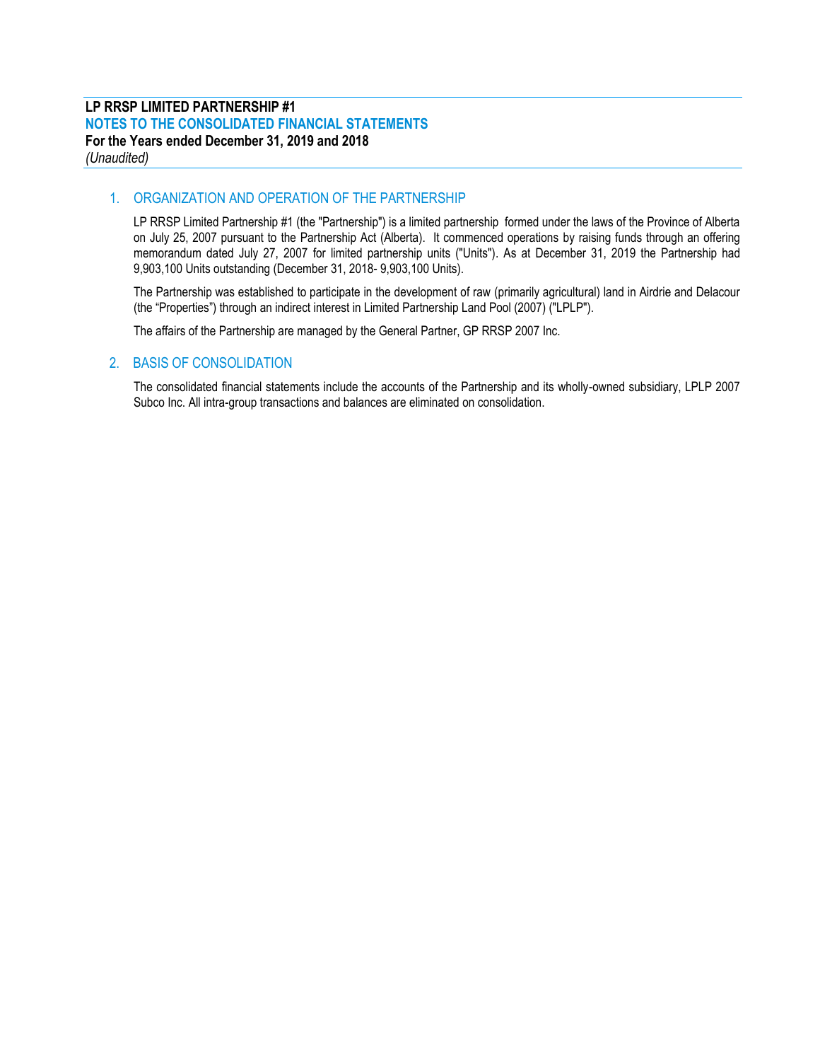**LP RRSP LIMITED PARTNERSHIP #1**
**NOTES TO THE CONSOLIDATED FINANCIAL STATEMENTS**
**For the Years ended December 31, 2019 and 2018**
*(Unaudited)*

## 1. ORGANIZATION AND OPERATION OF THE PARTNERSHIP

LP RRSP Limited Partnership #1 (the "Partnership") is a limited partnership formed under the laws of the Province of Alberta on July 25, 2007 pursuant to the Partnership Act (Alberta). It commenced operations by raising funds through an offering memorandum dated July 27, 2007 for limited partnership units ("Units"). As at December 31, 2019 the Partnership had 9,903,100 Units outstanding (December 31, 2018- 9,903,100 Units).

The Partnership was established to participate in the development of raw (primarily agricultural) land in Airdrie and Delacour (the "Properties") through an indirect interest in Limited Partnership Land Pool (2007) ("LPLP").

The affairs of the Partnership are managed by the General Partner, GP RRSP 2007 Inc.

## 2. BASIS OF CONSOLIDATION

The consolidated financial statements include the accounts of the Partnership and its wholly-owned subsidiary, LPLP 2007 Subco Inc. All intra-group transactions and balances are eliminated on consolidation.